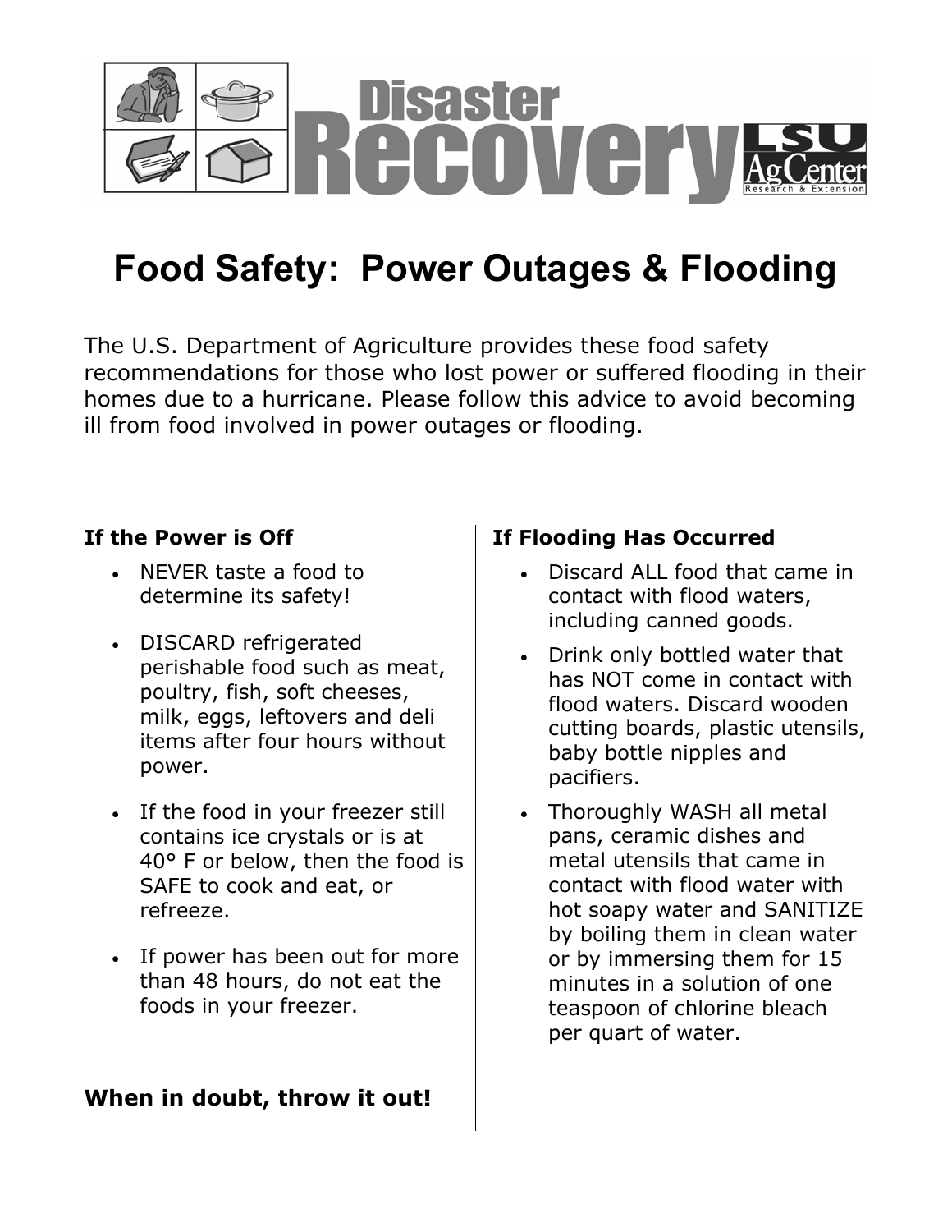Disaster Recovery

LSU AgCenter Research & Extension

# Food Safety: Power Outages & Flooding

The U.S. Department of Agriculture provides these food safety recommendations for those who lost power or suffered flooding in their homes due to a hurricane. Please follow this advice to avoid becoming ill from food involved in power outages or flooding.

**If the Power is Off**

- NEVER taste a food to determine its safety!
- DISCARD refrigerated perishable food such as meat, poultry, fish, soft cheeses, milk, eggs, leftovers and deli items after four hours without power.
- If the food in your freezer still contains ice crystals or is at 40° F or below, then the food is SAFE to cook and eat, or refreeze.
- If power has been out for more than 48 hours, do not eat the foods in your freezer.

**When in doubt, throw it out!**

**If Flooding Has Occurred**

- Discard ALL food that came in contact with flood waters, including canned goods.
- Drink only bottled water that has NOT come in contact with flood waters. Discard wooden cutting boards, plastic utensils, baby bottle nipples and pacifiers.
- Thoroughly WASH all metal pans, ceramic dishes and metal utensils that came in contact with flood water with hot soapy water and SANITIZE by boiling them in clean water or by immersing them for 15 minutes in a solution of one teaspoon of chlorine bleach per quart of water.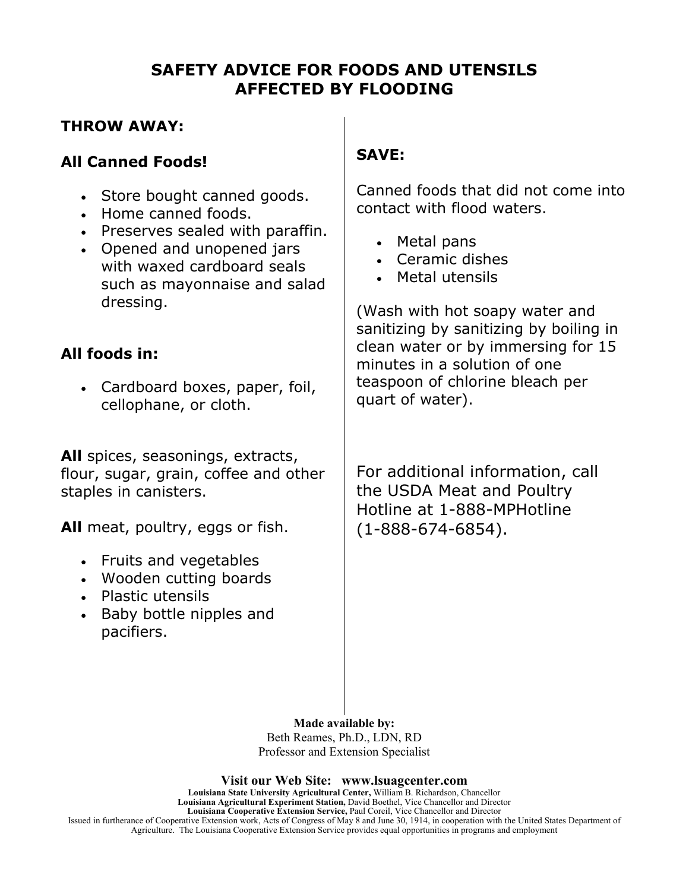# SAFETY ADVICE FOR FOODS AND UTENSILS AFFECTED BY FLOODING

## THROW AWAY:

### All Canned Foods!

- Store bought canned goods.
- Home canned foods.
- Preserves sealed with paraffin.
- Opened and unopened jars with waxed cardboard seals such as mayonnaise and salad dressing.

### All foods in:

- Cardboard boxes, paper, foil, cellophane, or cloth.

**All** spices, seasonings, extracts, flour, sugar, grain, coffee and other staples in canisters.

**All** meat, poultry, eggs or fish.

- Fruits and vegetables
- Wooden cutting boards
- Plastic utensils
- Baby bottle nipples and pacifiers.

## SAVE:

Canned foods that did not come into contact with flood waters.

- Metal pans
- Ceramic dishes
- Metal utensils

(Wash with hot soapy water and sanitizing by sanitizing by boiling in clean water or by immersing for 15 minutes in a solution of one teaspoon of chlorine bleach per quart of water).

For additional information, call the USDA Meat and Poultry Hotline at 1-888-MPHotline (1-888-674-6854).

**Made available by:**
Beth Reames, Ph.D., LDN, RD
Professor and Extension Specialist

**Visit our Web Site: www.lsuagcenter.com**

**Louisiana State University Agricultural Center,** William B. Richardson, Chancellor
**Louisiana Agricultural Experiment Station,** David Boethel, Vice Chancellor and Director
**Louisiana Cooperative Extension Service,** Paul Coreil, Vice Chancellor and Director
Issued in furtherance of Cooperative Extension work, Acts of Congress of May 8 and June 30, 1914, in cooperation with the United States Department of Agriculture. The Louisiana Cooperative Extension Service provides equal opportunities in programs and employment